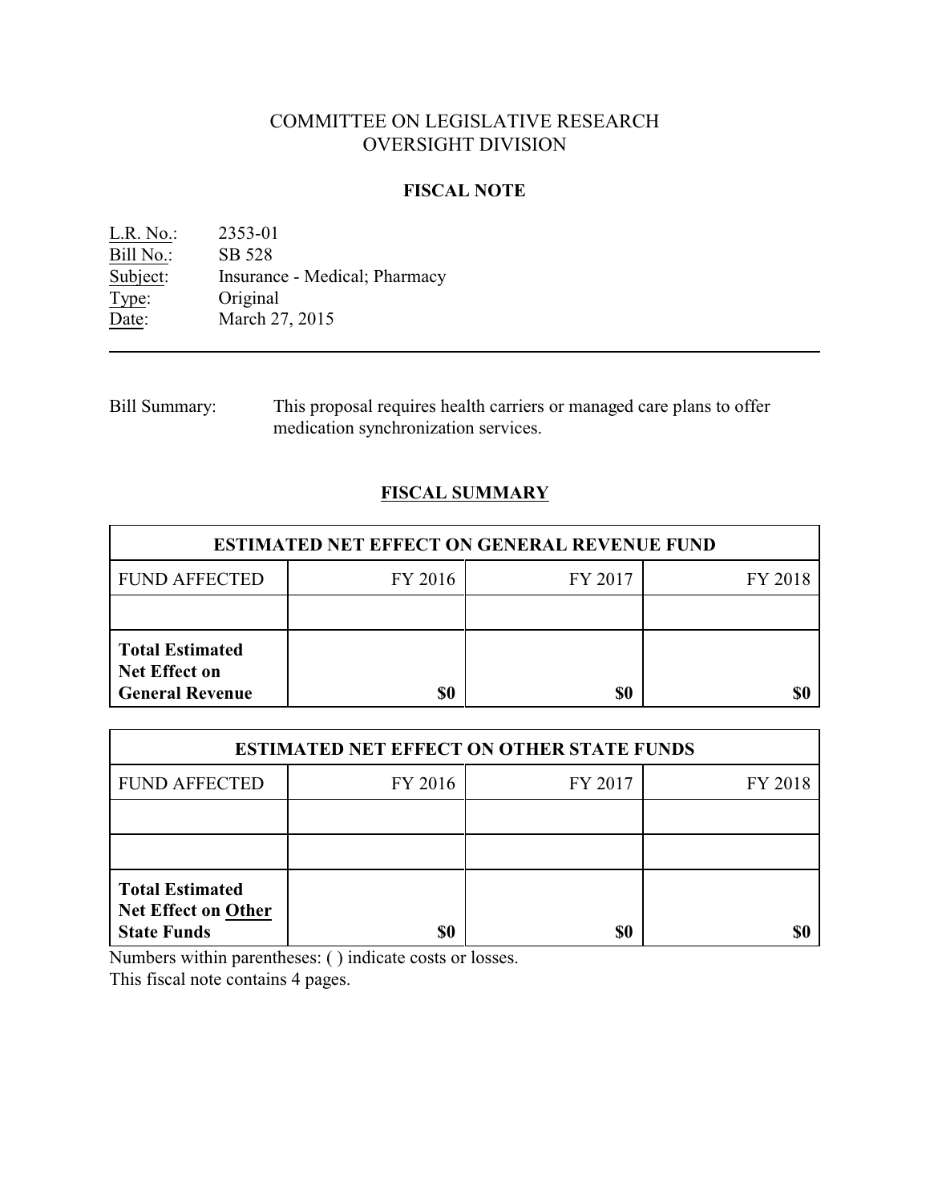# COMMITTEE ON LEGISLATIVE RESEARCH
# OVERSIGHT DIVISION

## FISCAL NOTE

L.R. No.: 2353-01
Bill No.: SB 528
Subject: Insurance - Medical; Pharmacy
Type: Original
Date: March 27, 2015

---

Bill Summary: This proposal requires health carriers or managed care plans to offer medication synchronization services.

## FISCAL SUMMARY

| ESTIMATED NET EFFECT ON GENERAL REVENUE FUND | | | |
|---|---|---|---|
| FUND AFFECTED | FY 2016 | FY 2017 | FY 2018 |
| | | | |
| **Total Estimated Net Effect on General Revenue** | **$0** | **$0** | **$0** |

| ESTIMATED NET EFFECT ON OTHER STATE FUNDS | | | |
|---|---|---|---|
| FUND AFFECTED | FY 2016 | FY 2017 | FY 2018 |
| | | | |
| | | | |
| **Total Estimated Net Effect on Other State Funds** | **$0** | **$0** | **$0** |

Numbers within parentheses: ( ) indicate costs or losses.
This fiscal note contains 4 pages.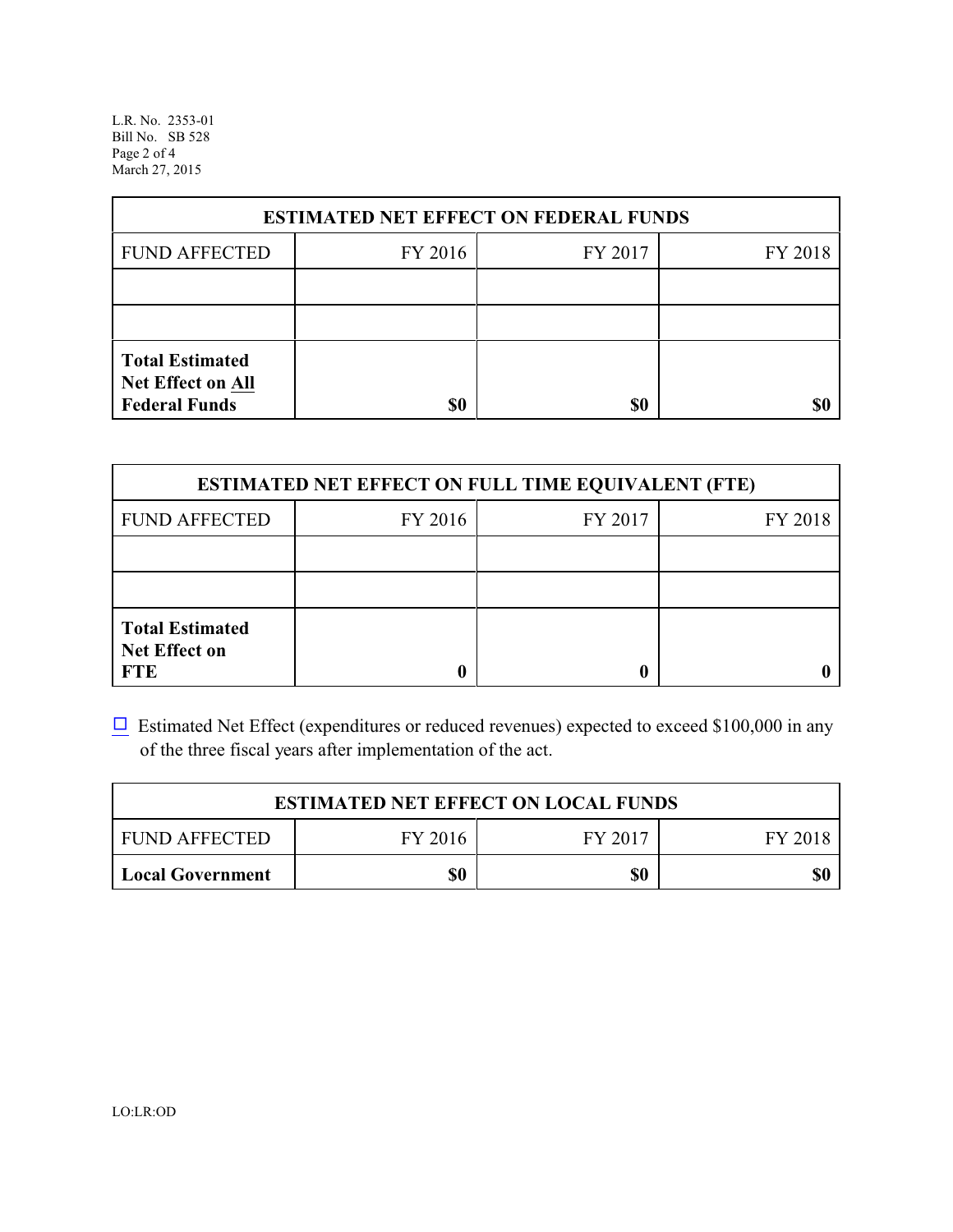| ESTIMATED NET EFFECT ON FEDERAL FUNDS | | | |
|---|---|---|---|
| FUND AFFECTED | FY 2016 | FY 2017 | FY 2018 |
| | | | |
| | | | |
| **Total Estimated Net Effect on All Federal Funds** | **$0** | **$0** | **$0** |

| ESTIMATED NET EFFECT ON FULL TIME EQUIVALENT (FTE) | | | |
|---|---|---|---|
| FUND AFFECTED | FY 2016 | FY 2017 | FY 2018 |
| | | | |
| | | | |
| **Total Estimated Net Effect on FTE** | **0** | **0** | **0** |

☐ Estimated Net Effect (expenditures or reduced revenues) expected to exceed $100,000 in any of the three fiscal years after implementation of the act.

| ESTIMATED NET EFFECT ON LOCAL FUNDS | | | |
|---|---|---|---|
| FUND AFFECTED | FY 2016 | FY 2017 | FY 2018 |
| **Local Government** | **$0** | **$0** | **$0** |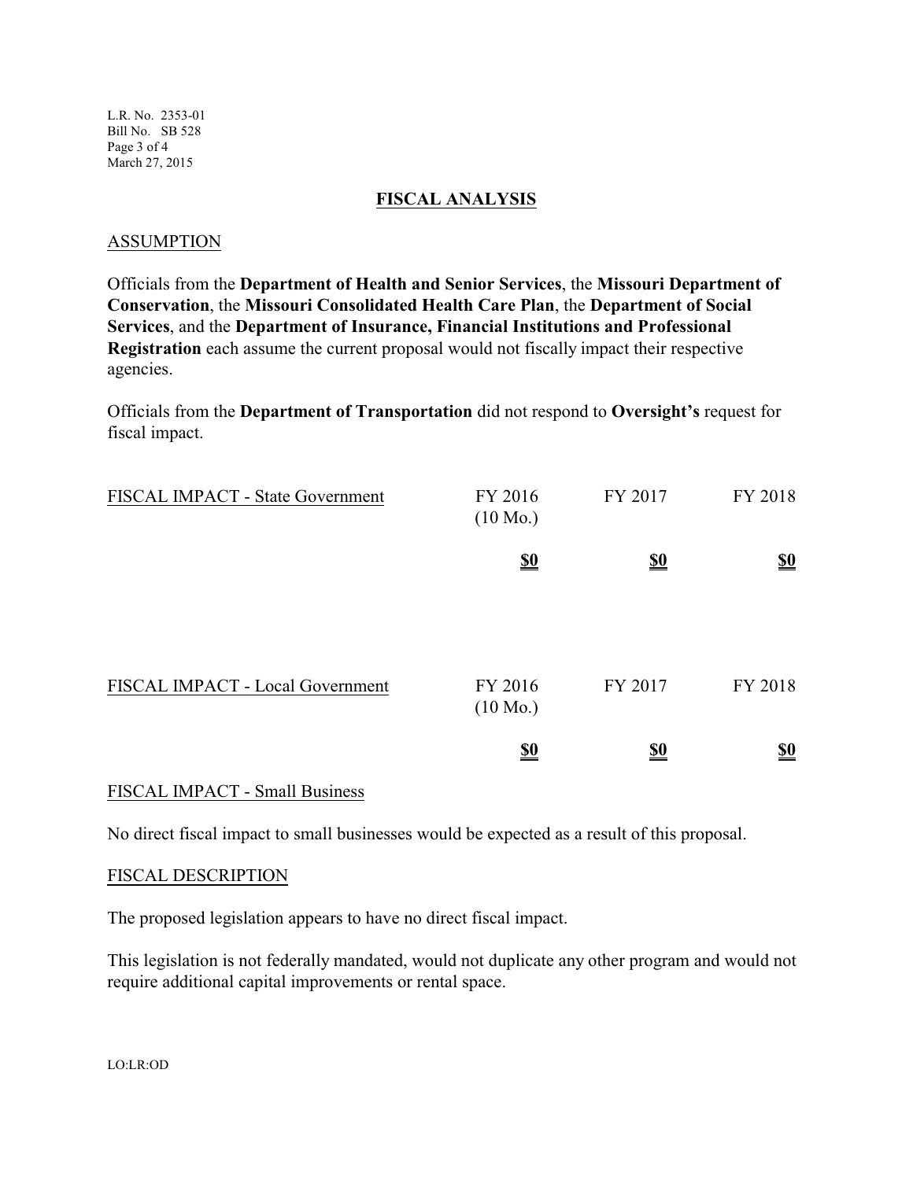## FISCAL ANALYSIS

### ASSUMPTION

Officials from the **Department of Health and Senior Services**, the **Missouri Department of Conservation**, the **Missouri Consolidated Health Care Plan**, the **Department of Social Services**, and the **Department of Insurance, Financial Institutions and Professional Registration** each assume the current proposal would not fiscally impact their respective agencies.

Officials from the **Department of Transportation** did not respond to **Oversight's** request for fiscal impact.

| FISCAL IMPACT - State Government | FY 2016 (10 Mo.) | FY 2017 | FY 2018 |
|---|---|---|---|
| | **$0** | **$0** | **$0** |

| FISCAL IMPACT - Local Government | FY 2016 (10 Mo.) | FY 2017 | FY 2018 |
|---|---|---|---|
| | **$0** | **$0** | **$0** |

### FISCAL IMPACT - Small Business

No direct fiscal impact to small businesses would be expected as a result of this proposal.

### FISCAL DESCRIPTION

The proposed legislation appears to have no direct fiscal impact.

This legislation is not federally mandated, would not duplicate any other program and would not require additional capital improvements or rental space.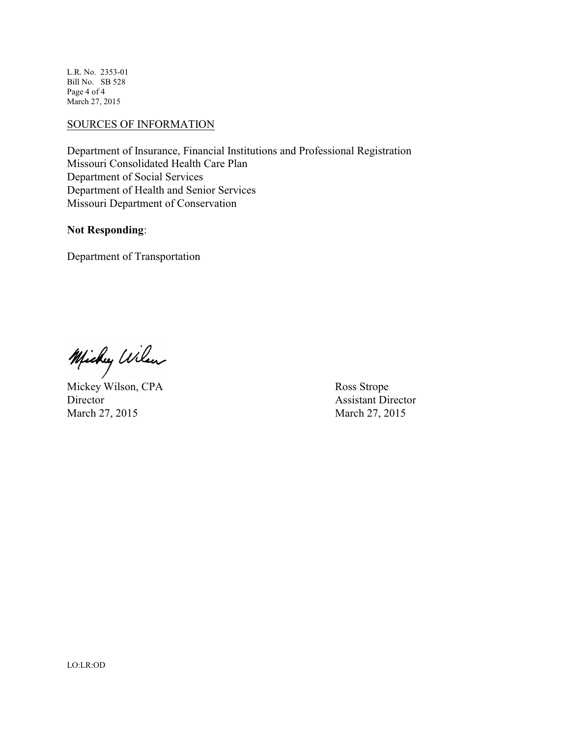SOURCES OF INFORMATION

Department of Insurance, Financial Institutions and Professional Registration
Missouri Consolidated Health Care Plan
Department of Social Services
Department of Health and Senior Services
Missouri Department of Conservation

**Not Responding**:

Department of Transportation

Mickey Wilson, CPA
Director
March 27, 2015

Ross Strope
Assistant Director
March 27, 2015

LO:LR:OD